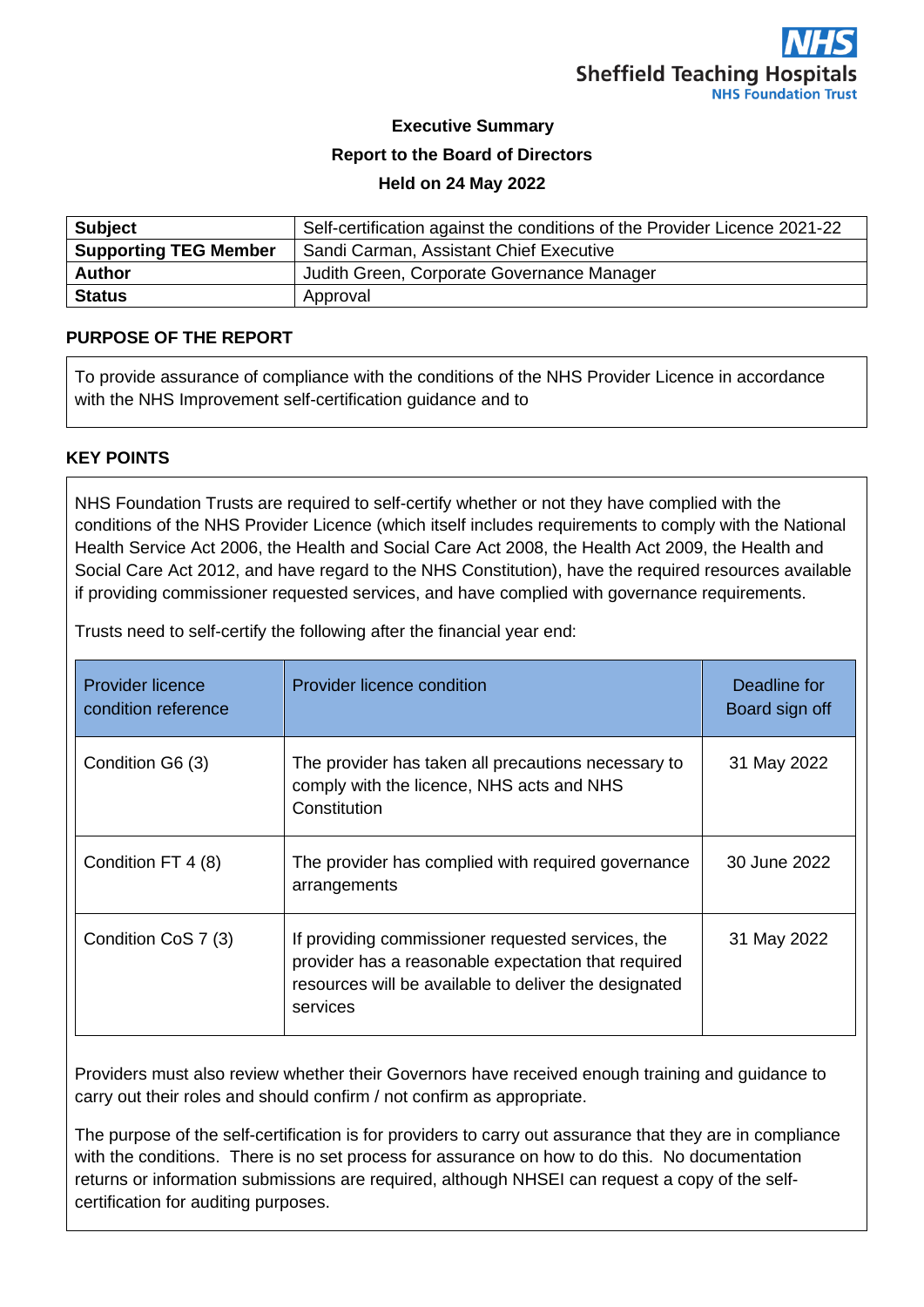Sheffield Teaching Hospitals NHS Foundation Trust

**Executive Summary**

**Report to the Board of Directors**

**Held on 24 May 2022**

| | |
|---|---|
| **Subject** | Self-certification against the conditions of the Provider Licence 2021-22 |
| **Supporting TEG Member** | Sandi Carman, Assistant Chief Executive |
| **Author** | Judith Green, Corporate Governance Manager |
| **Status** | Approval |

## PURPOSE OF THE REPORT

To provide assurance of compliance with the conditions of the NHS Provider Licence in accordance with the NHS Improvement self-certification guidance and to

## KEY POINTS

NHS Foundation Trusts are required to self-certify whether or not they have complied with the conditions of the NHS Provider Licence (which itself includes requirements to comply with the National Health Service Act 2006, the Health and Social Care Act 2008, the Health Act 2009, the Health and Social Care Act 2012, and have regard to the NHS Constitution), have the required resources available if providing commissioner requested services, and have complied with governance requirements.

Trusts need to self-certify the following after the financial year end:

| Provider licence condition reference | Provider licence condition | Deadline for Board sign off |
|---|---|---|
| Condition G6 (3) | The provider has taken all precautions necessary to comply with the licence, NHS acts and NHS Constitution | 31 May 2022 |
| Condition FT 4 (8) | The provider has complied with required governance arrangements | 30 June 2022 |
| Condition CoS 7 (3) | If providing commissioner requested services, the provider has a reasonable expectation that required resources will be available to deliver the designated services | 31 May 2022 |

Providers must also review whether their Governors have received enough training and guidance to carry out their roles and should confirm / not confirm as appropriate.

The purpose of the self-certification is for providers to carry out assurance that they are in compliance with the conditions. There is no set process for assurance on how to do this. No documentation returns or information submissions are required, although NHSEI can request a copy of the self-certification for auditing purposes.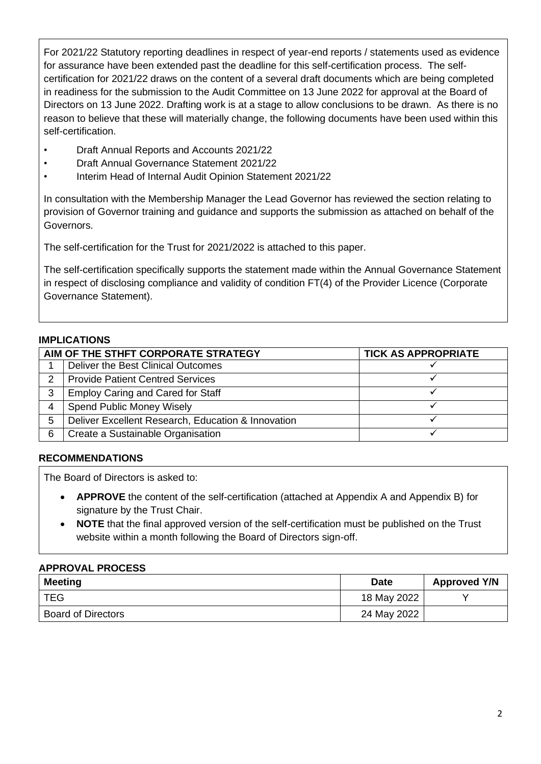For 2021/22 Statutory reporting deadlines in respect of year-end reports / statements used as evidence for assurance have been extended past the deadline for this self-certification process. The self-certification for 2021/22 draws on the content of a several draft documents which are being completed in readiness for the submission to the Audit Committee on 13 June 2022 for approval at the Board of Directors on 13 June 2022. Drafting work is at a stage to allow conclusions to be drawn. As there is no reason to believe that these will materially change, the following documents have been used within this self-certification.

- Draft Annual Reports and Accounts 2021/22
- Draft Annual Governance Statement 2021/22
- Interim Head of Internal Audit Opinion Statement 2021/22

In consultation with the Membership Manager the Lead Governor has reviewed the section relating to provision of Governor training and guidance and supports the submission as attached on behalf of the Governors.

The self-certification for the Trust for 2021/2022 is attached to this paper.

The self-certification specifically supports the statement made within the Annual Governance Statement in respect of disclosing compliance and validity of condition FT(4) of the Provider Licence (Corporate Governance Statement).

## IMPLICATIONS

| AIM OF THE STHFT CORPORATE STRATEGY | | TICK AS APPROPRIATE |
|---|---|---|
| 1 | Deliver the Best Clinical Outcomes | ✓ |
| 2 | Provide Patient Centred Services | ✓ |
| 3 | Employ Caring and Cared for Staff | ✓ |
| 4 | Spend Public Money Wisely | ✓ |
| 5 | Deliver Excellent Research, Education & Innovation | ✓ |
| 6 | Create a Sustainable Organisation | ✓ |

## RECOMMENDATIONS

The Board of Directors is asked to:

- **APPROVE** the content of the self-certification (attached at Appendix A and Appendix B) for signature by the Trust Chair.
- **NOTE** that the final approved version of the self-certification must be published on the Trust website within a month following the Board of Directors sign-off.

## APPROVAL PROCESS

| Meeting | Date | Approved Y/N |
|---|---|---|
| TEG | 18 May 2022 | Y |
| Board of Directors | 24 May 2022 | |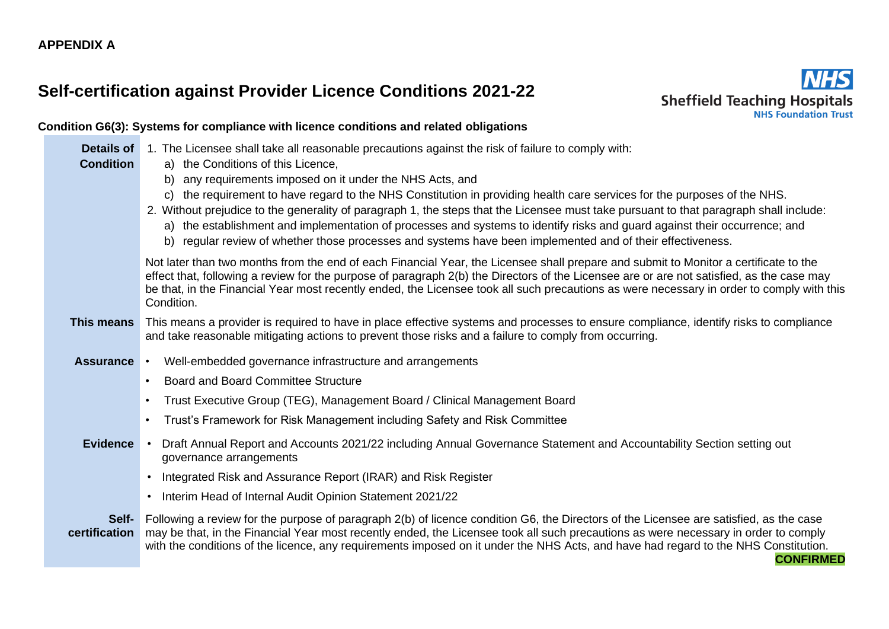**APPENDIX A**

# Self-certification against Provider Licence Conditions 2021-22

NHS
Sheffield Teaching Hospitals
NHS Foundation Trust

### Condition G6(3): Systems for compliance with licence conditions and related obligations

| | |
|---|---|
| **Details of Condition** | 1. The Licensee shall take all reasonable precautions against the risk of failure to comply with:<br>a) the Conditions of this Licence,<br>b) any requirements imposed on it under the NHS Acts, and<br>c) the requirement to have regard to the NHS Constitution in providing health care services for the purposes of the NHS.<br>2. Without prejudice to the generality of paragraph 1, the steps that the Licensee must take pursuant to that paragraph shall include:<br>a) the establishment and implementation of processes and systems to identify risks and guard against their occurrence; and<br>b) regular review of whether those processes and systems have been implemented and of their effectiveness.<br><br>Not later than two months from the end of each Financial Year, the Licensee shall prepare and submit to Monitor a certificate to the effect that, following a review for the purpose of paragraph 2(b) the Directors of the Licensee are or are not satisfied, as the case may be that, in the Financial Year most recently ended, the Licensee took all such precautions as were necessary in order to comply with this Condition. |
| **This means** | This means a provider is required to have in place effective systems and processes to ensure compliance, identify risks to compliance and take reasonable mitigating actions to prevent those risks and a failure to comply from occurring. |
| **Assurance** | • Well-embedded governance infrastructure and arrangements<br>• Board and Board Committee Structure<br>• Trust Executive Group (TEG), Management Board / Clinical Management Board<br>• Trust's Framework for Risk Management including Safety and Risk Committee |
| **Evidence** | • Draft Annual Report and Accounts 2021/22 including Annual Governance Statement and Accountability Section setting out governance arrangements<br>• Integrated Risk and Assurance Report (IRAR) and Risk Register<br>• Interim Head of Internal Audit Opinion Statement 2021/22 |
| **Self-certification** | Following a review for the purpose of paragraph 2(b) of licence condition G6, the Directors of the Licensee are satisfied, as the case may be that, in the Financial Year most recently ended, the Licensee took all such precautions as were necessary in order to comply with the conditions of the licence, any requirements imposed on it under the NHS Acts, and have had regard to the NHS Constitution.<br>**CONFIRMED** |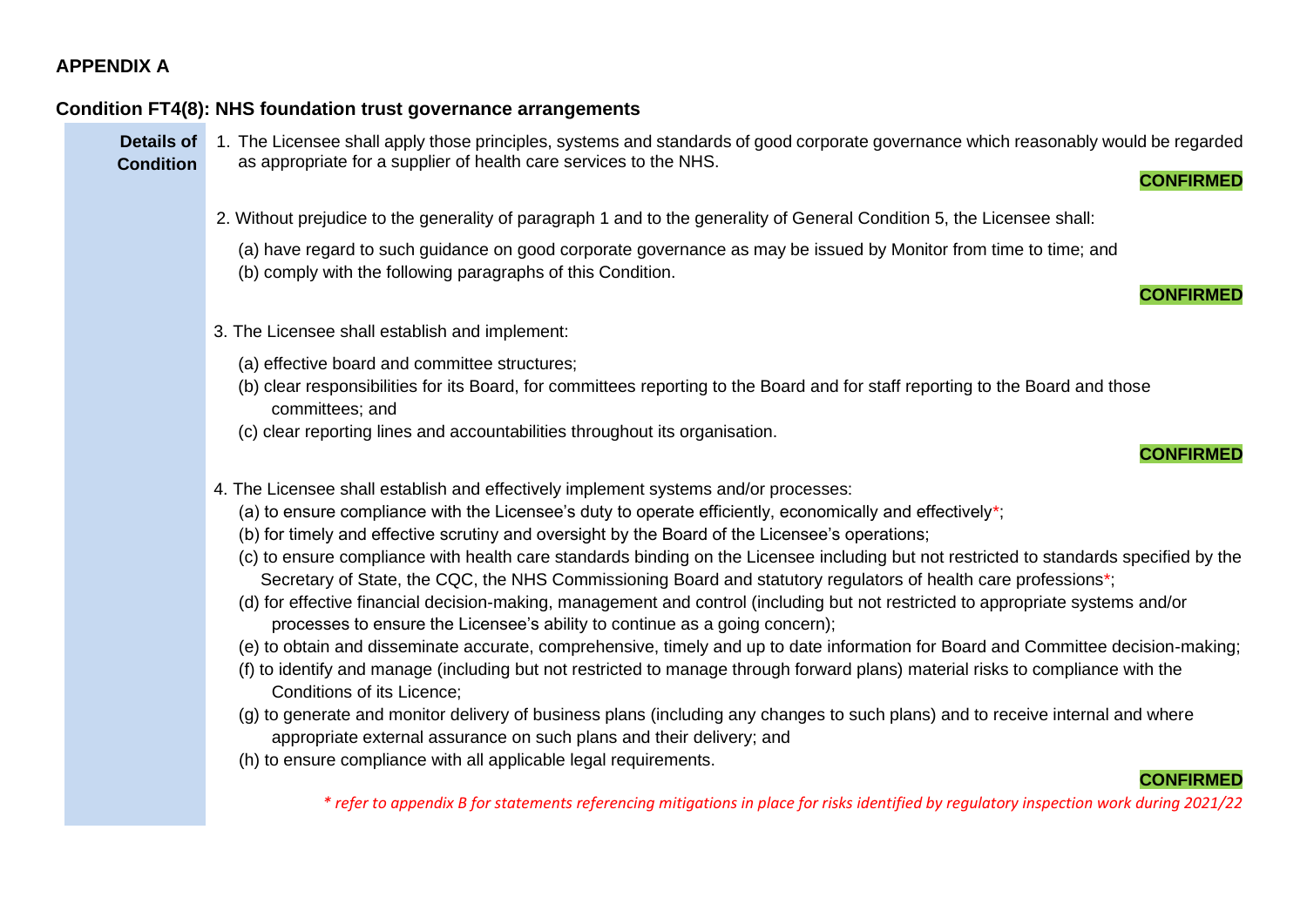## APPENDIX A

### Condition FT4(8): NHS foundation trust governance arrangements

**Details of Condition**

1. The Licensee shall apply those principles, systems and standards of good corporate governance which reasonably would be regarded as appropriate for a supplier of health care services to the NHS.

**CONFIRMED**

2. Without prejudice to the generality of paragraph 1 and to the generality of General Condition 5, the Licensee shall:

   (a) have regard to such guidance on good corporate governance as may be issued by Monitor from time to time; and
   (b) comply with the following paragraphs of this Condition.

**CONFIRMED**

3. The Licensee shall establish and implement:

   (a) effective board and committee structures;
   (b) clear responsibilities for its Board, for committees reporting to the Board and for staff reporting to the Board and those committees; and
   (c) clear reporting lines and accountabilities throughout its organisation.

**CONFIRMED**

4. The Licensee shall establish and effectively implement systems and/or processes:

   (a) to ensure compliance with the Licensee's duty to operate efficiently, economically and effectively*;
   (b) for timely and effective scrutiny and oversight by the Board of the Licensee's operations;
   (c) to ensure compliance with health care standards binding on the Licensee including but not restricted to standards specified by the Secretary of State, the CQC, the NHS Commissioning Board and statutory regulators of health care professions*;
   (d) for effective financial decision-making, management and control (including but not restricted to appropriate systems and/or processes to ensure the Licensee's ability to continue as a going concern);
   (e) to obtain and disseminate accurate, comprehensive, timely and up to date information for Board and Committee decision-making;
   (f) to identify and manage (including but not restricted to manage through forward plans) material risks to compliance with the Conditions of its Licence;
   (g) to generate and monitor delivery of business plans (including any changes to such plans) and to receive internal and where appropriate external assurance on such plans and their delivery; and
   (h) to ensure compliance with all applicable legal requirements.

**CONFIRMED**

*\* refer to appendix B for statements referencing mitigations in place for risks identified by regulatory inspection work during 2021/22*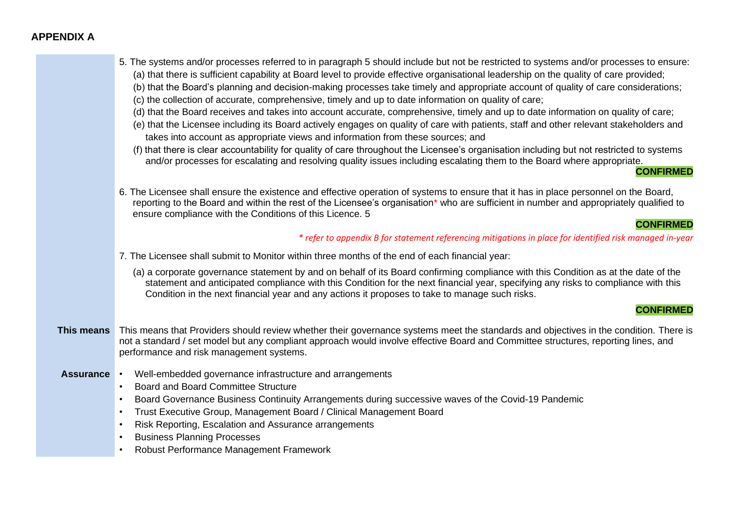## APPENDIX A

5. The systems and/or processes referred to in paragraph 5 should include but not be restricted to systems and/or processes to ensure:
   (a) that there is sufficient capability at Board level to provide effective organisational leadership on the quality of care provided;
   (b) that the Board's planning and decision-making processes take timely and appropriate account of quality of care considerations;
   (c) the collection of accurate, comprehensive, timely and up to date information on quality of care;
   (d) that the Board receives and takes into account accurate, comprehensive, timely and up to date information on quality of care;
   (e) that the Licensee including its Board actively engages on quality of care with patients, staff and other relevant stakeholders and takes into account as appropriate views and information from these sources; and
   (f) that there is clear accountability for quality of care throughout the Licensee's organisation including but not restricted to systems and/or processes for escalating and resolving quality issues including escalating them to the Board where appropriate.

**CONFIRMED**

6. The Licensee shall ensure the existence and effective operation of systems to ensure that it has in place personnel on the Board, reporting to the Board and within the rest of the Licensee's organisation* who are sufficient in number and appropriately qualified to ensure compliance with the Conditions of this Licence. 5

**CONFIRMED**

*\* refer to appendix B for statement referencing mitigations in place for identified risk managed in-year*

7. The Licensee shall submit to Monitor within three months of the end of each financial year:
   (a) a corporate governance statement by and on behalf of its Board confirming compliance with this Condition as at the date of the statement and anticipated compliance with this Condition for the next financial year, specifying any risks to compliance with this Condition in the next financial year and any actions it proposes to take to manage such risks.

**CONFIRMED**

**This means** This means that Providers should review whether their governance systems meet the standards and objectives in the condition. There is not a standard / set model but any compliant approach would involve effective Board and Committee structures, reporting lines, and performance and risk management systems.

**Assurance**

- Well-embedded governance infrastructure and arrangements
- Board and Board Committee Structure
- Board Governance Business Continuity Arrangements during successive waves of the Covid-19 Pandemic
- Trust Executive Group, Management Board / Clinical Management Board
- Risk Reporting, Escalation and Assurance arrangements
- Business Planning Processes
- Robust Performance Management Framework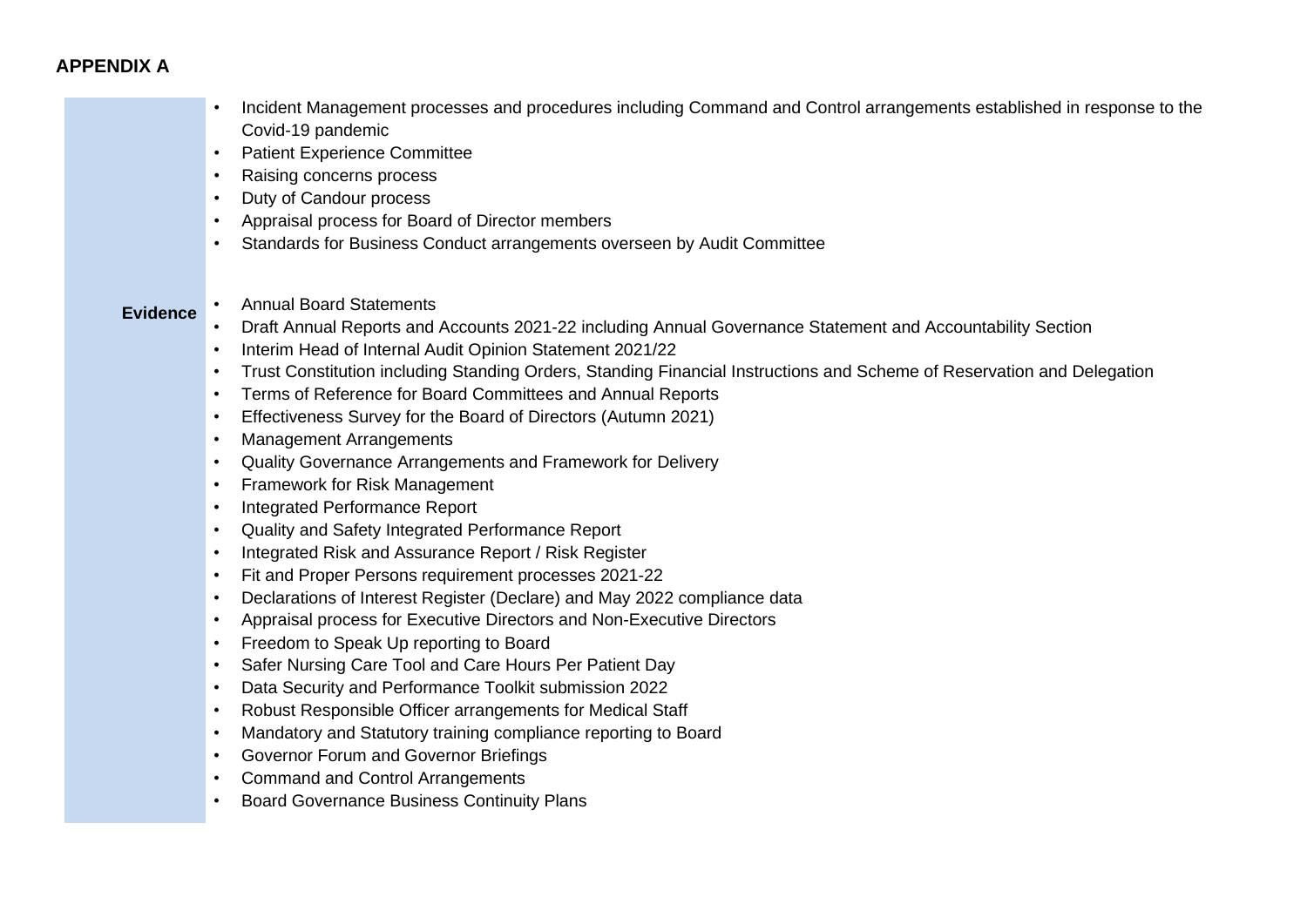## APPENDIX A

| | |
|---|---|
| | • Incident Management processes and procedures including Command and Control arrangements established in response to the Covid-19 pandemic<br>• Patient Experience Committee<br>• Raising concerns process<br>• Duty of Candour process<br>• Appraisal process for Board of Director members<br>• Standards for Business Conduct arrangements overseen by Audit Committee |
| **Evidence** | • Annual Board Statements<br>• Draft Annual Reports and Accounts 2021-22 including Annual Governance Statement and Accountability Section<br>• Interim Head of Internal Audit Opinion Statement 2021/22<br>• Trust Constitution including Standing Orders, Standing Financial Instructions and Scheme of Reservation and Delegation<br>• Terms of Reference for Board Committees and Annual Reports<br>• Effectiveness Survey for the Board of Directors (Autumn 2021)<br>• Management Arrangements<br>• Quality Governance Arrangements and Framework for Delivery<br>• Framework for Risk Management<br>• Integrated Performance Report<br>• Quality and Safety Integrated Performance Report<br>• Integrated Risk and Assurance Report / Risk Register<br>• Fit and Proper Persons requirement processes 2021-22<br>• Declarations of Interest Register (Declare) and May 2022 compliance data<br>• Appraisal process for Executive Directors and Non-Executive Directors<br>• Freedom to Speak Up reporting to Board<br>• Safer Nursing Care Tool and Care Hours Per Patient Day<br>• Data Security and Performance Toolkit submission 2022<br>• Robust Responsible Officer arrangements for Medical Staff<br>• Mandatory and Statutory training compliance reporting to Board<br>• Governor Forum and Governor Briefings<br>• Command and Control Arrangements<br>• Board Governance Business Continuity Plans |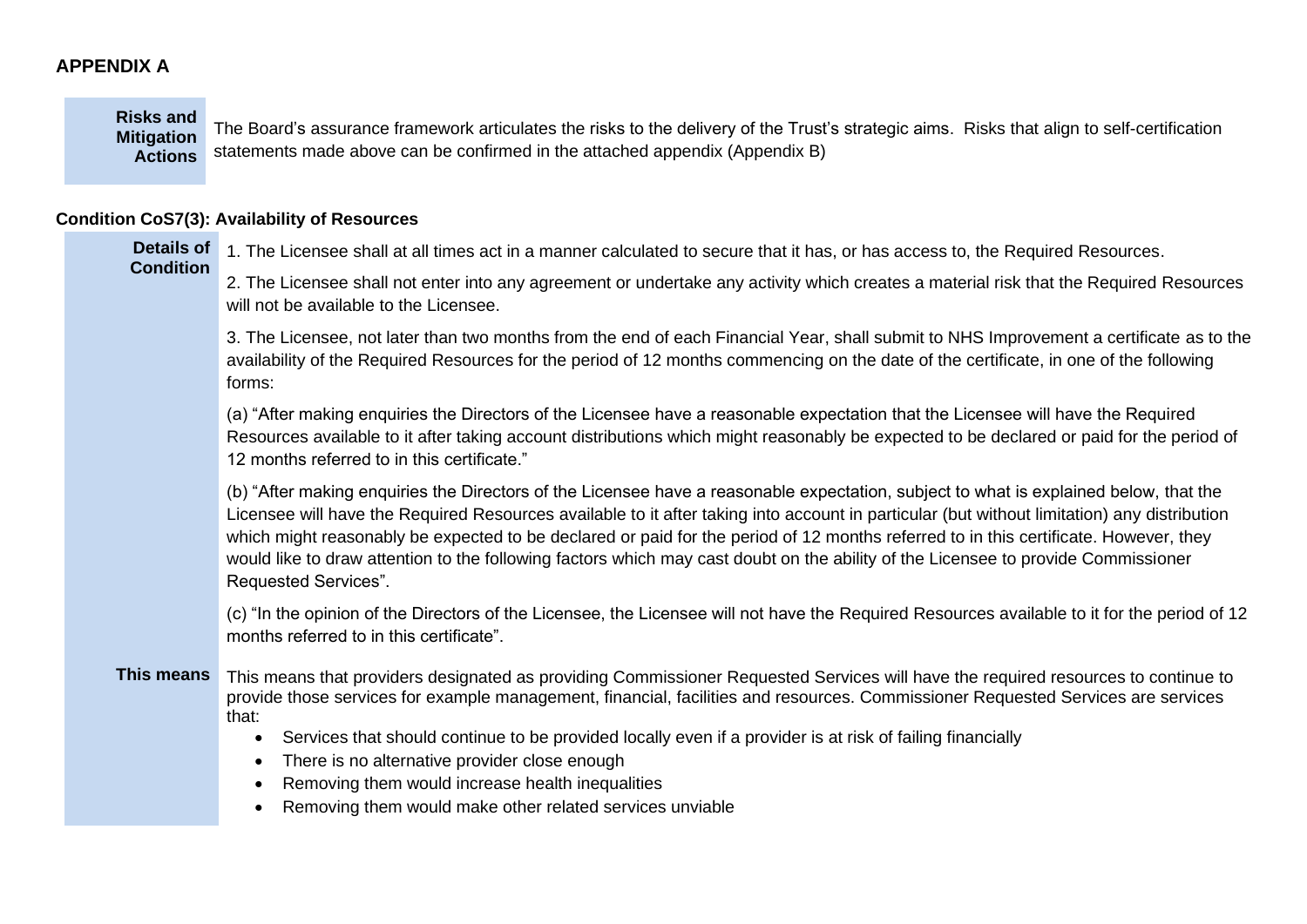**APPENDIX A**

| | |
|---|---|
| **Risks and Mitigation Actions** | The Board's assurance framework articulates the risks to the delivery of the Trust's strategic aims. Risks that align to self-certification statements made above can be confirmed in the attached appendix (Appendix B) |

**Condition CoS7(3): Availability of Resources**

| | |
|---|---|
| **Details of Condition** | 1. The Licensee shall at all times act in a manner calculated to secure that it has, or has access to, the Required Resources.<br><br>2. The Licensee shall not enter into any agreement or undertake any activity which creates a material risk that the Required Resources will not be available to the Licensee.<br><br>3. The Licensee, not later than two months from the end of each Financial Year, shall submit to NHS Improvement a certificate as to the availability of the Required Resources for the period of 12 months commencing on the date of the certificate, in one of the following forms:<br><br>(a) "After making enquiries the Directors of the Licensee have a reasonable expectation that the Licensee will have the Required Resources available to it after taking account distributions which might reasonably be expected to be declared or paid for the period of 12 months referred to in this certificate."<br><br>(b) "After making enquiries the Directors of the Licensee have a reasonable expectation, subject to what is explained below, that the Licensee will have the Required Resources available to it after taking into account in particular (but without limitation) any distribution which might reasonably be expected to be declared or paid for the period of 12 months referred to in this certificate. However, they would like to draw attention to the following factors which may cast doubt on the ability of the Licensee to provide Commissioner Requested Services".<br><br>(c) "In the opinion of the Directors of the Licensee, the Licensee will not have the Required Resources available to it for the period of 12 months referred to in this certificate". |
| **This means** | This means that providers designated as providing Commissioner Requested Services will have the required resources to continue to provide those services for example management, financial, facilities and resources. Commissioner Requested Services are services that:<br>• Services that should continue to be provided locally even if a provider is at risk of failing financially<br>• There is no alternative provider close enough<br>• Removing them would increase health inequalities<br>• Removing them would make other related services unviable |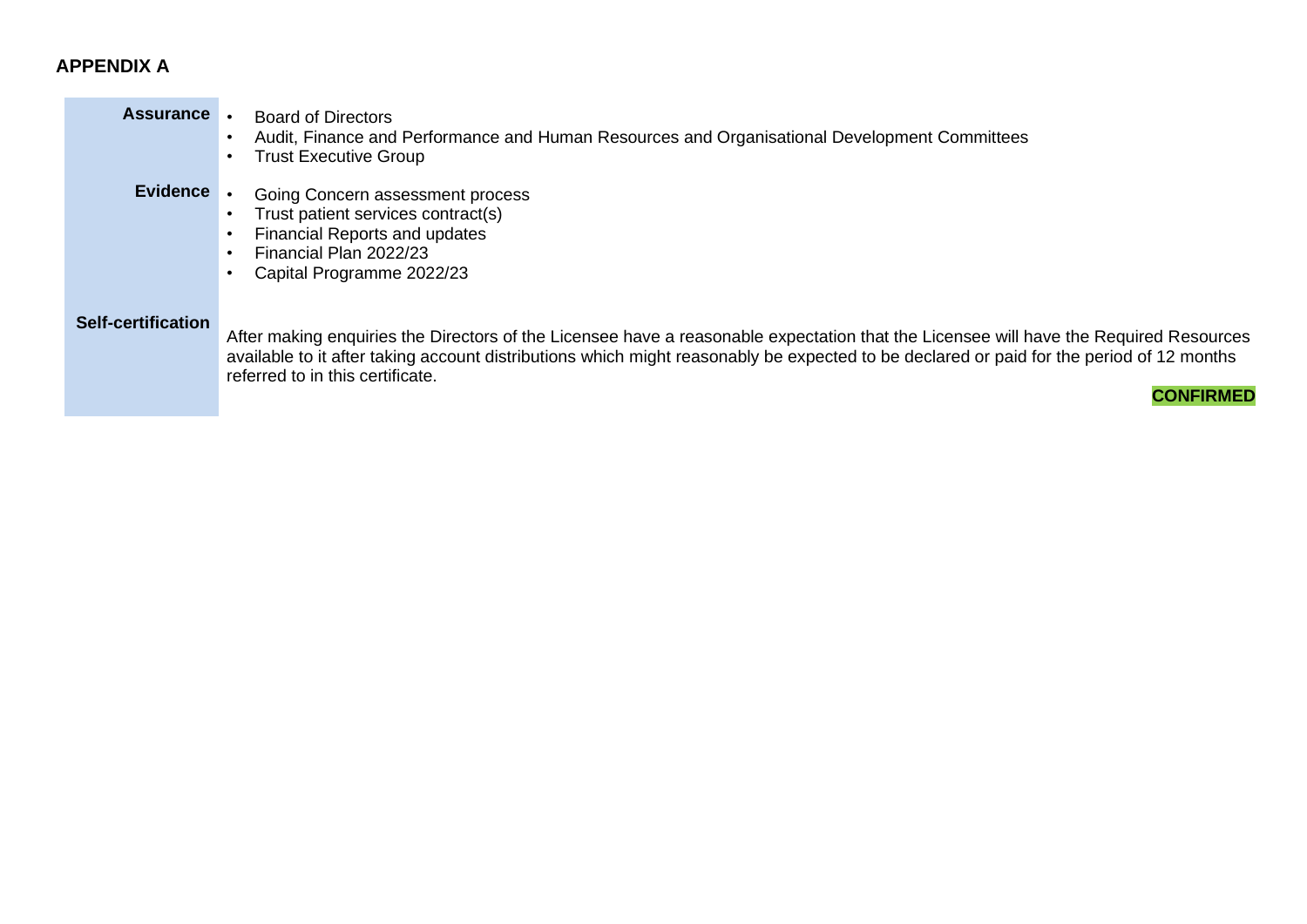## APPENDIX A

| | |
|---|---|
| **Assurance** | • Board of Directors<br>• Audit, Finance and Performance and Human Resources and Organisational Development Committees<br>• Trust Executive Group |
| **Evidence** | • Going Concern assessment process<br>• Trust patient services contract(s)<br>• Financial Reports and updates<br>• Financial Plan 2022/23<br>• Capital Programme 2022/23 |
| **Self-certification** | After making enquiries the Directors of the Licensee have a reasonable expectation that the Licensee will have the Required Resources available to it after taking account distributions which might reasonably be expected to be declared or paid for the period of 12 months referred to in this certificate.<br><br>**CONFIRMED** |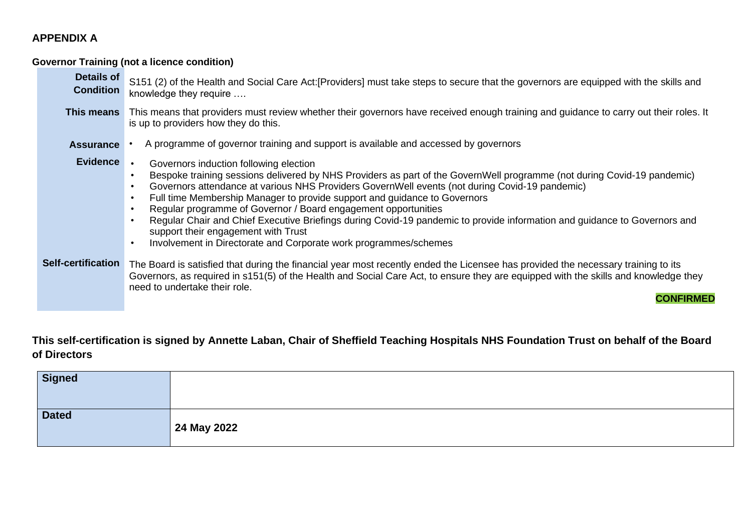## APPENDIX A

### Governor Training (not a licence condition)

| | |
|---|---|
| **Details of Condition** | S151 (2) of the Health and Social Care Act:[Providers] must take steps to secure that the governors are equipped with the skills and knowledge they require …. |
| **This means** | This means that providers must review whether their governors have received enough training and guidance to carry out their roles. It is up to providers how they do this. |
| **Assurance** | • A programme of governor training and support is available and accessed by governors |
| **Evidence** | • Governors induction following election<br>• Bespoke training sessions delivered by NHS Providers as part of the GovernWell programme (not during Covid-19 pandemic)<br>• Governors attendance at various NHS Providers GovernWell events (not during Covid-19 pandemic)<br>• Full time Membership Manager to provide support and guidance to Governors<br>• Regular programme of Governor / Board engagement opportunities<br>• Regular Chair and Chief Executive Briefings during Covid-19 pandemic to provide information and guidance to Governors and support their engagement with Trust<br>• Involvement in Directorate and Corporate work programmes/schemes |
| **Self-certification** | The Board is satisfied that during the financial year most recently ended the Licensee has provided the necessary training to its Governors, as required in s151(5) of the Health and Social Care Act, to ensure they are equipped with the skills and knowledge they need to undertake their role.<br>**CONFIRMED** |

**This self-certification is signed by Annette Laban, Chair of Sheffield Teaching Hospitals NHS Foundation Trust on behalf of the Board of Directors**

| | |
|---|---|
| **Signed** | |
| **Dated** | **24 May 2022** |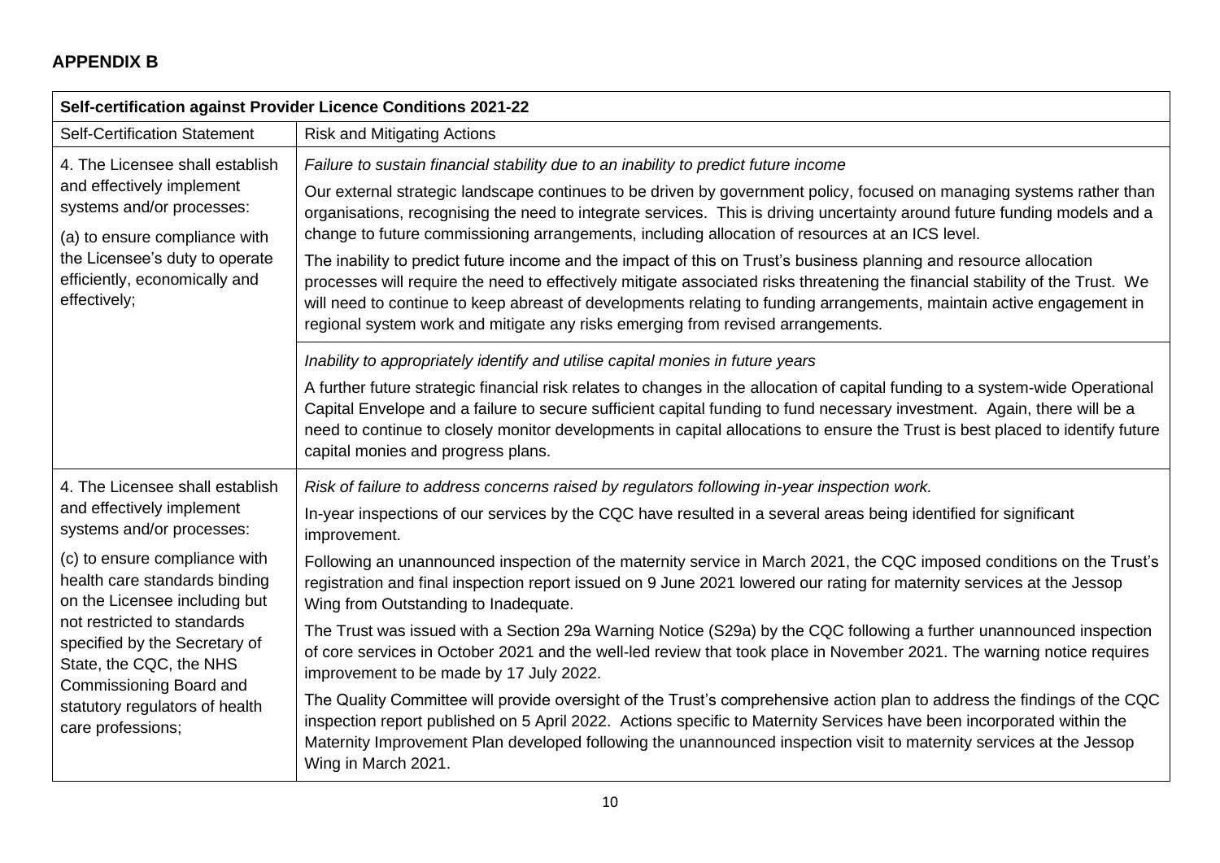## APPENDIX B

| Self-certification against Provider Licence Conditions 2021-22 | |
|---|---|
| Self-Certification Statement | Risk and Mitigating Actions |
| 4. The Licensee shall establish and effectively implement systems and/or processes:<br><br>(a) to ensure compliance with the Licensee's duty to operate efficiently, economically and effectively; | *Failure to sustain financial stability due to an inability to predict future income*<br><br>Our external strategic landscape continues to be driven by government policy, focused on managing systems rather than organisations, recognising the need to integrate services. This is driving uncertainty around future funding models and a change to future commissioning arrangements, including allocation of resources at an ICS level.<br><br>The inability to predict future income and the impact of this on Trust's business planning and resource allocation processes will require the need to effectively mitigate associated risks threatening the financial stability of the Trust. We will need to continue to keep abreast of developments relating to funding arrangements, maintain active engagement in regional system work and mitigate any risks emerging from revised arrangements. |
| | *Inability to appropriately identify and utilise capital monies in future years*<br><br>A further future strategic financial risk relates to changes in the allocation of capital funding to a system-wide Operational Capital Envelope and a failure to secure sufficient capital funding to fund necessary investment. Again, there will be a need to continue to closely monitor developments in capital allocations to ensure the Trust is best placed to identify future capital monies and progress plans. |
| 4. The Licensee shall establish and effectively implement systems and/or processes:<br><br>(c) to ensure compliance with health care standards binding on the Licensee including but not restricted to standards specified by the Secretary of State, the CQC, the NHS Commissioning Board and statutory regulators of health care professions; | *Risk of failure to address concerns raised by regulators following in-year inspection work.*<br><br>In-year inspections of our services by the CQC have resulted in a several areas being identified for significant improvement.<br><br>Following an unannounced inspection of the maternity service in March 2021, the CQC imposed conditions on the Trust's registration and final inspection report issued on 9 June 2021 lowered our rating for maternity services at the Jessop Wing from Outstanding to Inadequate.<br><br>The Trust was issued with a Section 29a Warning Notice (S29a) by the CQC following a further unannounced inspection of core services in October 2021 and the well-led review that took place in November 2021. The warning notice requires improvement to be made by 17 July 2022.<br><br>The Quality Committee will provide oversight of the Trust's comprehensive action plan to address the findings of the CQC inspection report published on 5 April 2022. Actions specific to Maternity Services have been incorporated within the Maternity Improvement Plan developed following the unannounced inspection visit to maternity services at the Jessop Wing in March 2021. |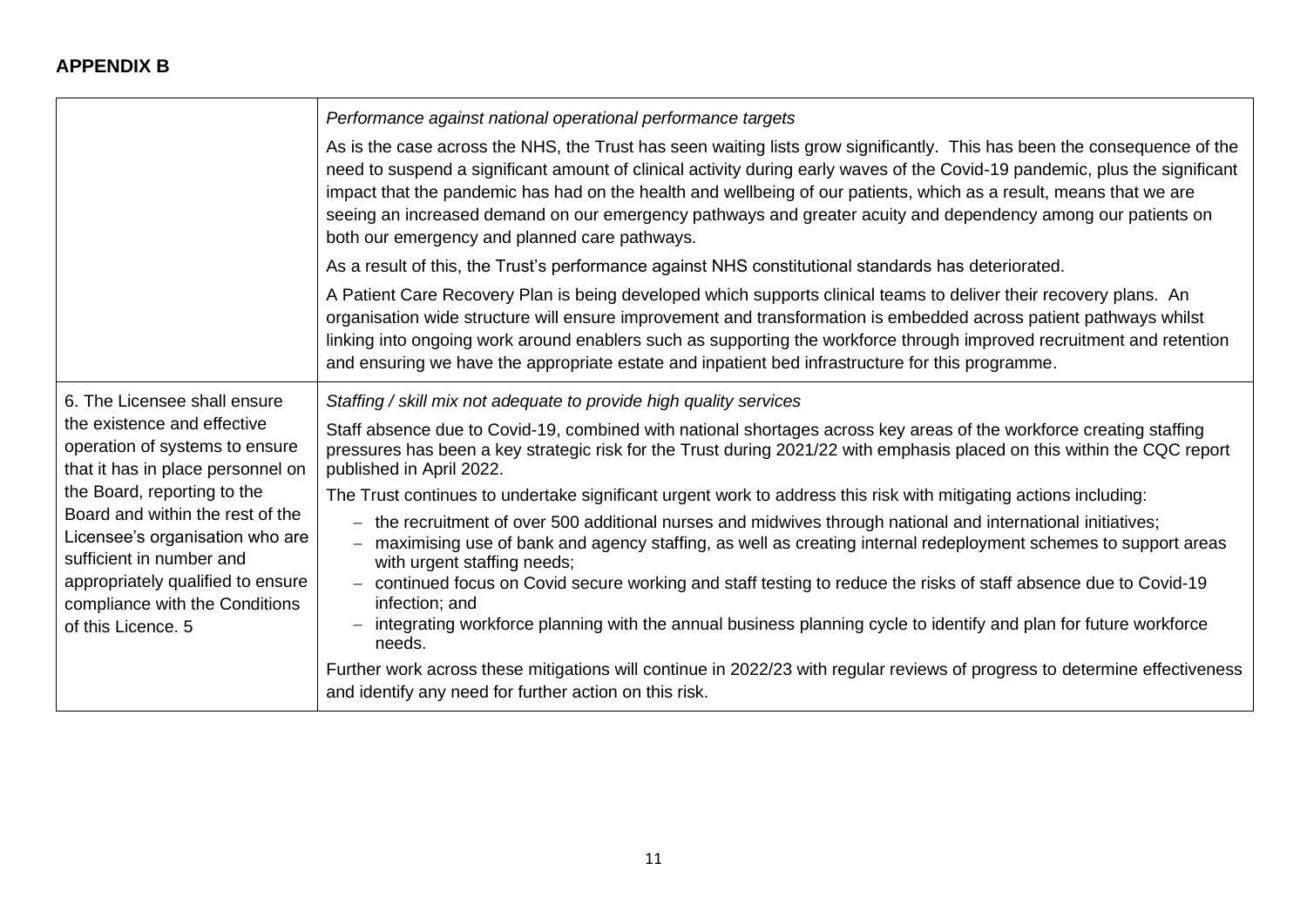**APPENDIX B**

| | |
|---|---|
| | *Performance against national operational performance targets*<br><br>As is the case across the NHS, the Trust has seen waiting lists grow significantly. This has been the consequence of the need to suspend a significant amount of clinical activity during early waves of the Covid-19 pandemic, plus the significant impact that the pandemic has had on the health and wellbeing of our patients, which as a result, means that we are seeing an increased demand on our emergency pathways and greater acuity and dependency among our patients on both our emergency and planned care pathways.<br><br>As a result of this, the Trust's performance against NHS constitutional standards has deteriorated.<br><br>A Patient Care Recovery Plan is being developed which supports clinical teams to deliver their recovery plans. An organisation wide structure will ensure improvement and transformation is embedded across patient pathways whilst linking into ongoing work around enablers such as supporting the workforce through improved recruitment and retention and ensuring we have the appropriate estate and inpatient bed infrastructure for this programme. |
| 6. The Licensee shall ensure the existence and effective operation of systems to ensure that it has in place personnel on the Board, reporting to the Board and within the rest of the Licensee's organisation who are sufficient in number and appropriately qualified to ensure compliance with the Conditions of this Licence. 5 | *Staffing / skill mix not adequate to provide high quality services*<br><br>Staff absence due to Covid-19, combined with national shortages across key areas of the workforce creating staffing pressures has been a key strategic risk for the Trust during 2021/22 with emphasis placed on this within the CQC report published in April 2022.<br><br>The Trust continues to undertake significant urgent work to address this risk with mitigating actions including:<br><br>– the recruitment of over 500 additional nurses and midwives through national and international initiatives;<br>– maximising use of bank and agency staffing, as well as creating internal redeployment schemes to support areas with urgent staffing needs;<br>– continued focus on Covid secure working and staff testing to reduce the risks of staff absence due to Covid-19 infection; and<br>– integrating workforce planning with the annual business planning cycle to identify and plan for future workforce needs.<br><br>Further work across these mitigations will continue in 2022/23 with regular reviews of progress to determine effectiveness and identify any need for further action on this risk. |